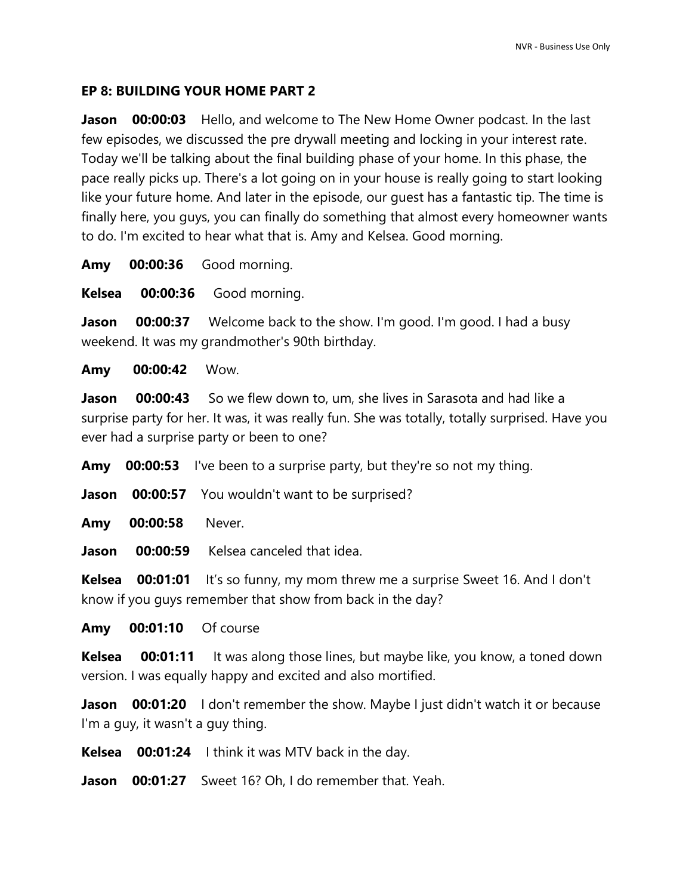## EP 8: BUILDING YOUR HOME PART 2

**Jason 00:00:03** Hello, and welcome to The New Home Owner podcast. In the last few episodes, we discussed the pre drywall meeting and locking in your interest rate. Today we'll be talking about the final building phase of your home. In this phase, the pace really picks up. There's a lot going on in your house is really going to start looking like your future home. And later in the episode, our guest has a fantastic tip. The time is finally here, you guys, you can finally do something that almost every homeowner wants to do. I'm excited to hear what that is. Amy and Kelsea. Good morning.

**Amy 00:00:36** Good morning.

**Kelsea 00:00:36** Good morning.

**Jason 00:00:37** Welcome back to the show. I'm good. I'm good. I had a busy weekend. It was my grandmother's 90th birthday.

**Amy 00:00:42** Wow.

**Jason 00:00:43** So we flew down to, um, she lives in Sarasota and had like a surprise party for her. It was, it was really fun. She was totally, totally surprised. Have you ever had a surprise party or been to one?

**Amy 00:00:53** I've been to a surprise party, but they're so not my thing.

**Jason 00:00:57** You wouldn't want to be surprised?

**Amy 00:00:58** Never.

**Jason 00:00:59** Kelsea canceled that idea.

**Kelsea 00:01:01** It's so funny, my mom threw me a surprise Sweet 16. And I don't know if you guys remember that show from back in the day?

**Amy 00:01:10** Of course

**Kelsea 00:01:11** It was along those lines, but maybe like, you know, a toned down version. I was equally happy and excited and also mortified.

**Jason 00:01:20** I don't remember the show. Maybe I just didn't watch it or because I'm a guy, it wasn't a guy thing.

**Kelsea 00:01:24** I think it was MTV back in the day.

**Jason 00:01:27** Sweet 16? Oh, I do remember that. Yeah.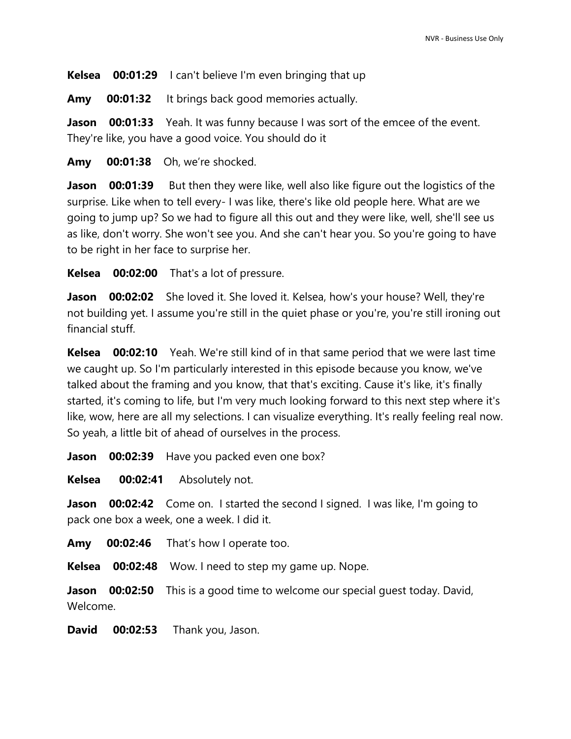**Kelsea 00:01:29** I can't believe I'm even bringing that up

**Amy 00:01:32** It brings back good memories actually.

**Jason 00:01:33** Yeah. It was funny because I was sort of the emcee of the event. They're like, you have a good voice. You should do it

**Amy 00:01:38** Oh, we're shocked.

**Jason 00:01:39** But then they were like, well also like figure out the logistics of the surprise. Like when to tell every- I was like, there's like old people here. What are we going to jump up? So we had to figure all this out and they were like, well, she'll see us as like, don't worry. She won't see you. And she can't hear you. So you're going to have to be right in her face to surprise her.

**Kelsea 00:02:00** That's a lot of pressure.

**Jason 00:02:02** She loved it. She loved it. Kelsea, how's your house? Well, they're not building yet. I assume you're still in the quiet phase or you're, you're still ironing out financial stuff.

**Kelsea 00:02:10** Yeah. We're still kind of in that same period that we were last time we caught up. So I'm particularly interested in this episode because you know, we've talked about the framing and you know, that that's exciting. Cause it's like, it's finally started, it's coming to life, but I'm very much looking forward to this next step where it's like, wow, here are all my selections. I can visualize everything. It's really feeling real now. So yeah, a little bit of ahead of ourselves in the process.

**Jason 00:02:39** Have you packed even one box?

**Kelsea 00:02:41** Absolutely not.

**Jason 00:02:42** Come on. I started the second I signed. I was like, I'm going to pack one box a week, one a week. I did it.

**Amy 00:02:46** That's how I operate too.

**Kelsea 00:02:48** Wow. I need to step my game up. Nope.

**Jason 00:02:50** This is a good time to welcome our special guest today. David, Welcome.

**David 00:02:53** Thank you, Jason.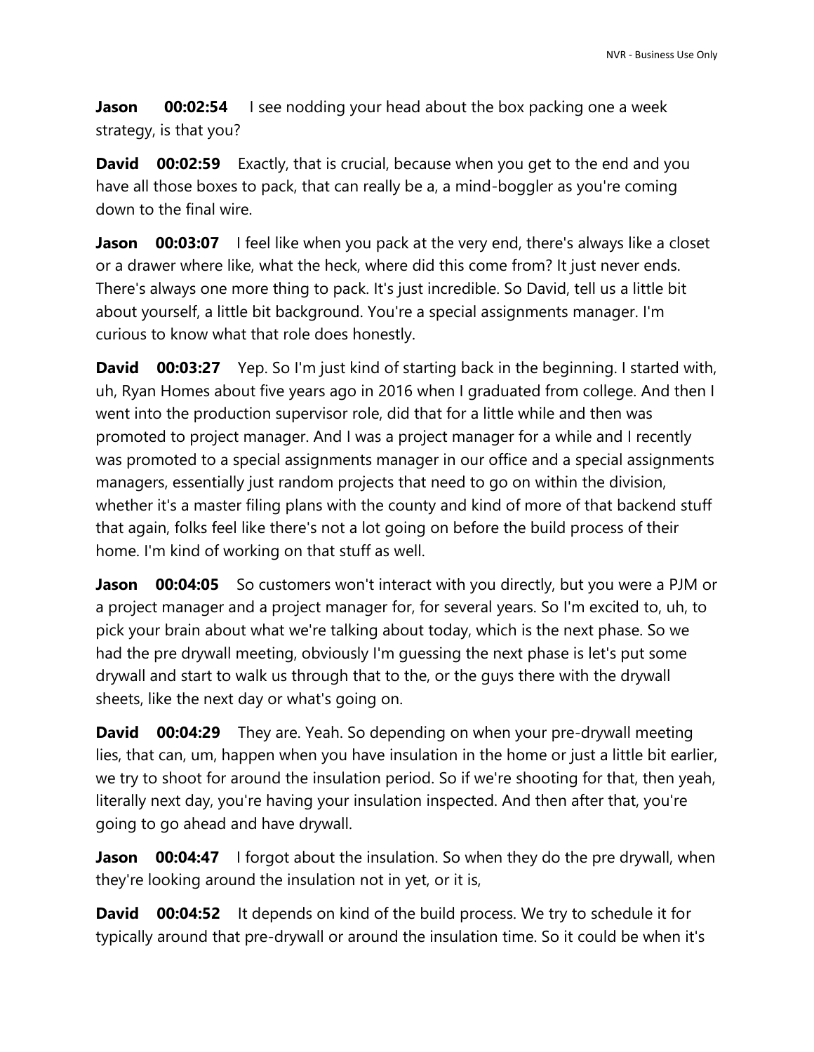**Jason 00:02:54** I see nodding your head about the box packing one a week strategy, is that you?

**David 00:02:59** Exactly, that is crucial, because when you get to the end and you have all those boxes to pack, that can really be a, a mind-boggler as you're coming down to the final wire.

**Jason 00:03:07** I feel like when you pack at the very end, there's always like a closet or a drawer where like, what the heck, where did this come from? It just never ends. There's always one more thing to pack. It's just incredible. So David, tell us a little bit about yourself, a little bit background. You're a special assignments manager. I'm curious to know what that role does honestly.

**David 00:03:27** Yep. So I'm just kind of starting back in the beginning. I started with, uh, Ryan Homes about five years ago in 2016 when I graduated from college. And then I went into the production supervisor role, did that for a little while and then was promoted to project manager. And I was a project manager for a while and I recently was promoted to a special assignments manager in our office and a special assignments managers, essentially just random projects that need to go on within the division, whether it's a master filing plans with the county and kind of more of that backend stuff that again, folks feel like there's not a lot going on before the build process of their home. I'm kind of working on that stuff as well.

**Jason 00:04:05** So customers won't interact with you directly, but you were a PJM or a project manager and a project manager for, for several years. So I'm excited to, uh, to pick your brain about what we're talking about today, which is the next phase. So we had the pre drywall meeting, obviously I'm guessing the next phase is let's put some drywall and start to walk us through that to the, or the guys there with the drywall sheets, like the next day or what's going on.

**David 00:04:29** They are. Yeah. So depending on when your pre-drywall meeting lies, that can, um, happen when you have insulation in the home or just a little bit earlier, we try to shoot for around the insulation period. So if we're shooting for that, then yeah, literally next day, you're having your insulation inspected. And then after that, you're going to go ahead and have drywall.

**Jason 00:04:47** I forgot about the insulation. So when they do the pre drywall, when they're looking around the insulation not in yet, or it is,

**David 00:04:52** It depends on kind of the build process. We try to schedule it for typically around that pre-drywall or around the insulation time. So it could be when it's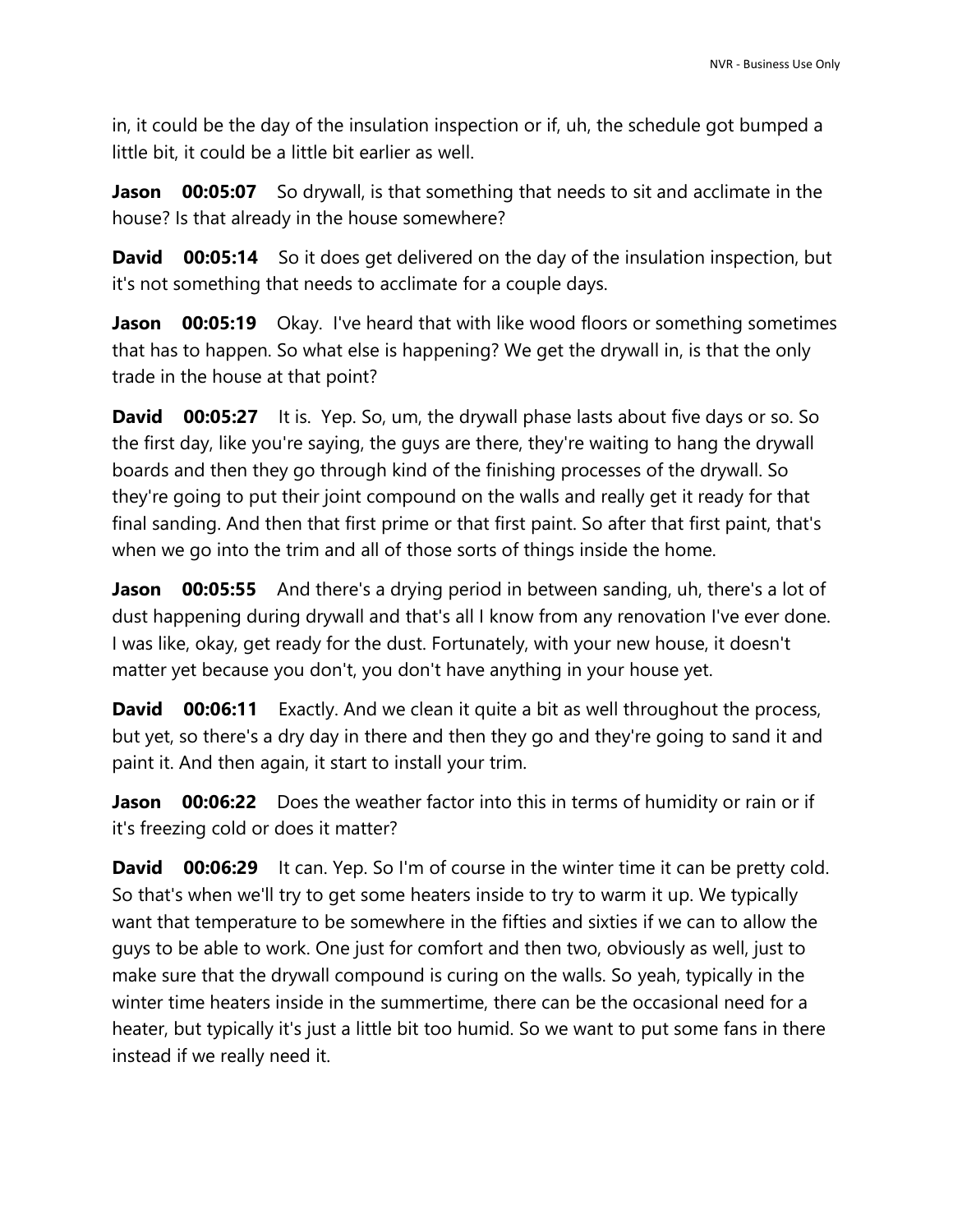in, it could be the day of the insulation inspection or if, uh, the schedule got bumped a little bit, it could be a little bit earlier as well.

**Jason 00:05:07** So drywall, is that something that needs to sit and acclimate in the house? Is that already in the house somewhere?

**David 00:05:14** So it does get delivered on the day of the insulation inspection, but it's not something that needs to acclimate for a couple days.

**Jason 00:05:19** Okay. I've heard that with like wood floors or something sometimes that has to happen. So what else is happening? We get the drywall in, is that the only trade in the house at that point?

**David 00:05:27** It is. Yep. So, um, the drywall phase lasts about five days or so. So the first day, like you're saying, the guys are there, they're waiting to hang the drywall boards and then they go through kind of the finishing processes of the drywall. So they're going to put their joint compound on the walls and really get it ready for that final sanding. And then that first prime or that first paint. So after that first paint, that's when we go into the trim and all of those sorts of things inside the home.

**Jason 00:05:55** And there's a drying period in between sanding, uh, there's a lot of dust happening during drywall and that's all I know from any renovation I've ever done. I was like, okay, get ready for the dust. Fortunately, with your new house, it doesn't matter yet because you don't, you don't have anything in your house yet.

**David 00:06:11** Exactly. And we clean it quite a bit as well throughout the process, but yet, so there's a dry day in there and then they go and they're going to sand it and paint it. And then again, it start to install your trim.

**Jason 00:06:22** Does the weather factor into this in terms of humidity or rain or if it's freezing cold or does it matter?

**David 00:06:29** It can. Yep. So I'm of course in the winter time it can be pretty cold. So that's when we'll try to get some heaters inside to try to warm it up. We typically want that temperature to be somewhere in the fifties and sixties if we can to allow the guys to be able to work. One just for comfort and then two, obviously as well, just to make sure that the drywall compound is curing on the walls. So yeah, typically in the winter time heaters inside in the summertime, there can be the occasional need for a heater, but typically it's just a little bit too humid. So we want to put some fans in there instead if we really need it.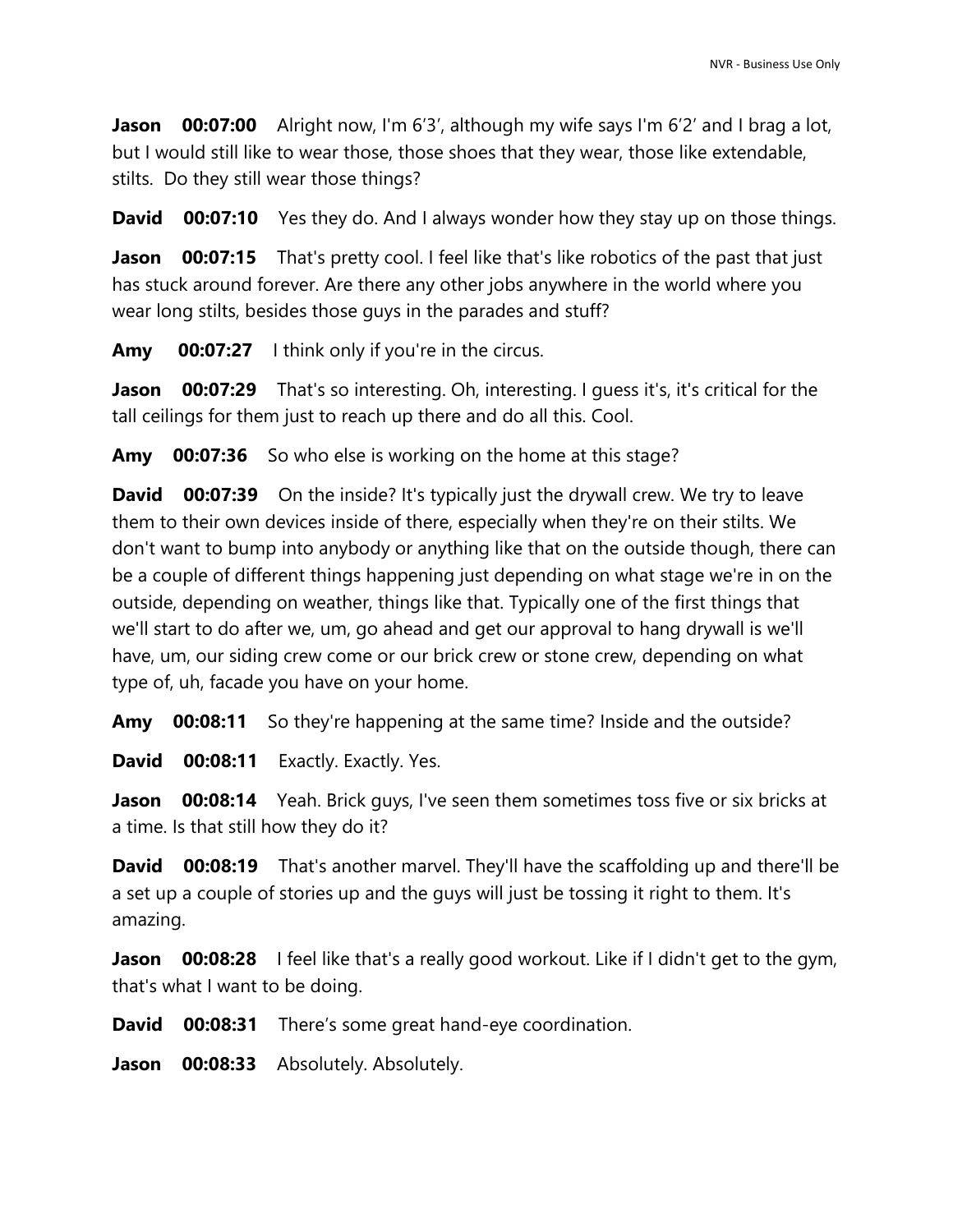**Jason 00:07:00** Alright now, I'm 6'3', although my wife says I'm 6'2' and I brag a lot, but I would still like to wear those, those shoes that they wear, those like extendable, stilts. Do they still wear those things?

**David 00:07:10** Yes they do. And I always wonder how they stay up on those things.

**Jason 00:07:15** That's pretty cool. I feel like that's like robotics of the past that just has stuck around forever. Are there any other jobs anywhere in the world where you wear long stilts, besides those guys in the parades and stuff?

**Amy 00:07:27** I think only if you're in the circus.

**Jason 00:07:29** That's so interesting. Oh, interesting. I guess it's, it's critical for the tall ceilings for them just to reach up there and do all this. Cool.

**Amy 00:07:36** So who else is working on the home at this stage?

**David 00:07:39** On the inside? It's typically just the drywall crew. We try to leave them to their own devices inside of there, especially when they're on their stilts. We don't want to bump into anybody or anything like that on the outside though, there can be a couple of different things happening just depending on what stage we're in on the outside, depending on weather, things like that. Typically one of the first things that we'll start to do after we, um, go ahead and get our approval to hang drywall is we'll have, um, our siding crew come or our brick crew or stone crew, depending on what type of, uh, facade you have on your home.

**Amy 00:08:11** So they're happening at the same time? Inside and the outside?

**David 00:08:11** Exactly. Exactly. Yes.

**Jason 00:08:14** Yeah. Brick guys, I've seen them sometimes toss five or six bricks at a time. Is that still how they do it?

**David 00:08:19** That's another marvel. They'll have the scaffolding up and there'll be a set up a couple of stories up and the guys will just be tossing it right to them. It's amazing.

**Jason 00:08:28** I feel like that's a really good workout. Like if I didn't get to the gym, that's what I want to be doing.

**David 00:08:31** There's some great hand-eye coordination.

**Jason 00:08:33** Absolutely. Absolutely.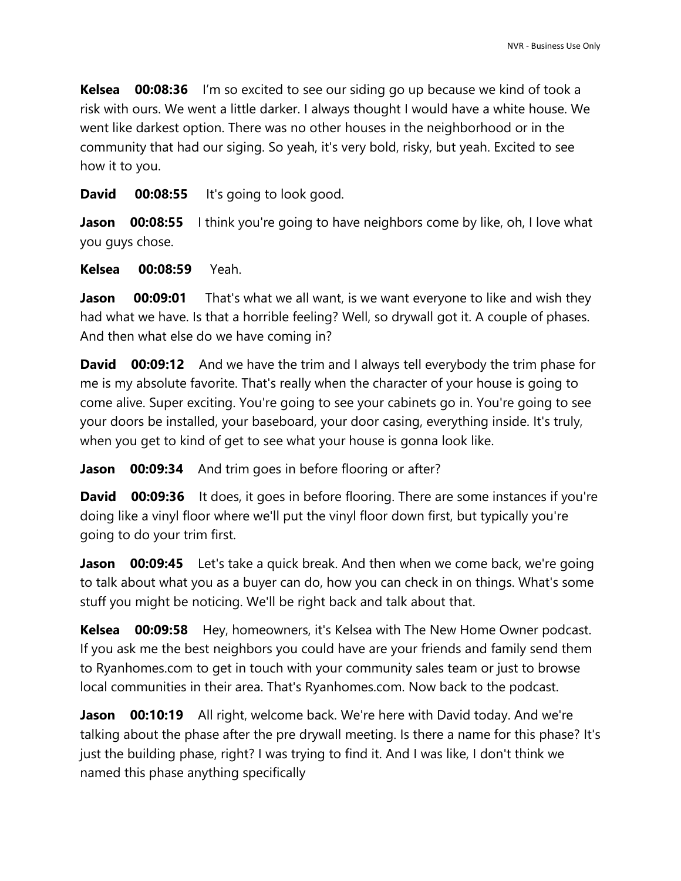**Kelsea 00:08:36** I'm so excited to see our siding go up because we kind of took a risk with ours. We went a little darker. I always thought I would have a white house. We went like darkest option. There was no other houses in the neighborhood or in the community that had our siging. So yeah, it's very bold, risky, but yeah. Excited to see how it to you.

**David 00:08:55** It's going to look good.

**Jason 00:08:55** I think you're going to have neighbors come by like, oh, I love what you guys chose.

**Kelsea 00:08:59** Yeah.

**Jason 00:09:01** That's what we all want, is we want everyone to like and wish they had what we have. Is that a horrible feeling? Well, so drywall got it. A couple of phases. And then what else do we have coming in?

**David 00:09:12** And we have the trim and I always tell everybody the trim phase for me is my absolute favorite. That's really when the character of your house is going to come alive. Super exciting. You're going to see your cabinets go in. You're going to see your doors be installed, your baseboard, your door casing, everything inside. It's truly, when you get to kind of get to see what your house is gonna look like.

**Jason 00:09:34** And trim goes in before flooring or after?

**David 00:09:36** It does, it goes in before flooring. There are some instances if you're doing like a vinyl floor where we'll put the vinyl floor down first, but typically you're going to do your trim first.

**Jason 00:09:45** Let's take a quick break. And then when we come back, we're going to talk about what you as a buyer can do, how you can check in on things. What's some stuff you might be noticing. We'll be right back and talk about that.

**Kelsea 00:09:58** Hey, homeowners, it's Kelsea with The New Home Owner podcast. If you ask me the best neighbors you could have are your friends and family send them to Ryanhomes.com to get in touch with your community sales team or just to browse local communities in their area. That's Ryanhomes.com. Now back to the podcast.

**Jason 00:10:19** All right, welcome back. We're here with David today. And we're talking about the phase after the pre drywall meeting. Is there a name for this phase? It's just the building phase, right? I was trying to find it. And I was like, I don't think we named this phase anything specifically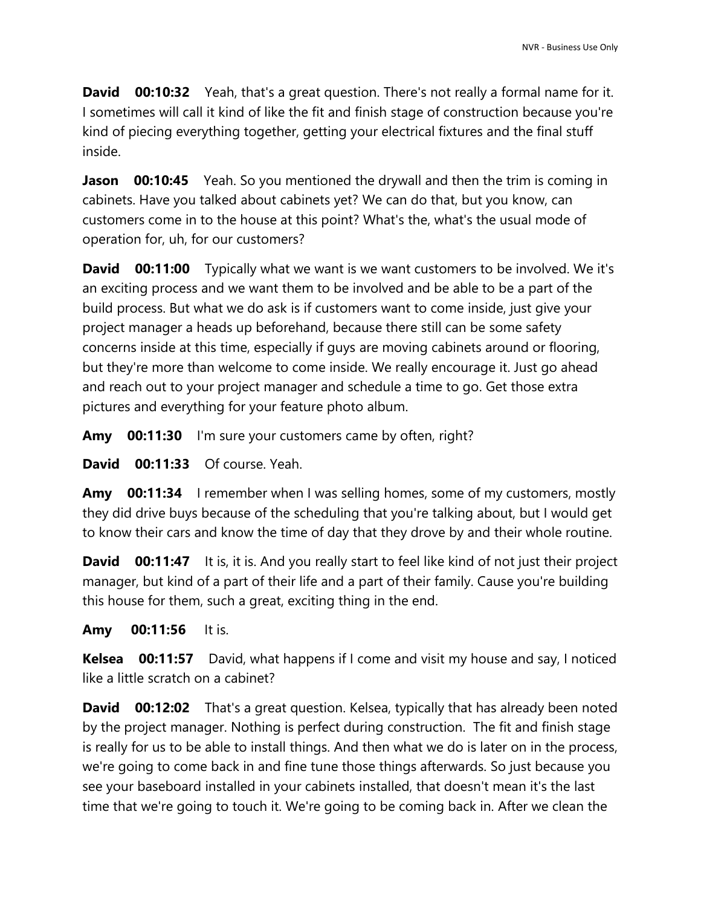**David 00:10:32** Yeah, that's a great question. There's not really a formal name for it. I sometimes will call it kind of like the fit and finish stage of construction because you're kind of piecing everything together, getting your electrical fixtures and the final stuff inside.

**Jason 00:10:45** Yeah. So you mentioned the drywall and then the trim is coming in cabinets. Have you talked about cabinets yet? We can do that, but you know, can customers come in to the house at this point? What's the, what's the usual mode of operation for, uh, for our customers?

**David 00:11:00** Typically what we want is we want customers to be involved. We it's an exciting process and we want them to be involved and be able to be a part of the build process. But what we do ask is if customers want to come inside, just give your project manager a heads up beforehand, because there still can be some safety concerns inside at this time, especially if guys are moving cabinets around or flooring, but they're more than welcome to come inside. We really encourage it. Just go ahead and reach out to your project manager and schedule a time to go. Get those extra pictures and everything for your feature photo album.

**Amy 00:11:30** I'm sure your customers came by often, right?

**David 00:11:33** Of course. Yeah.

**Amy 00:11:34** I remember when I was selling homes, some of my customers, mostly they did drive buys because of the scheduling that you're talking about, but I would get to know their cars and know the time of day that they drove by and their whole routine.

**David 00:11:47** It is, it is. And you really start to feel like kind of not just their project manager, but kind of a part of their life and a part of their family. Cause you're building this house for them, such a great, exciting thing in the end.

**Amy 00:11:56** It is.

**Kelsea 00:11:57** David, what happens if I come and visit my house and say, I noticed like a little scratch on a cabinet?

**David 00:12:02** That's a great question. Kelsea, typically that has already been noted by the project manager. Nothing is perfect during construction. The fit and finish stage is really for us to be able to install things. And then what we do is later on in the process, we're going to come back in and fine tune those things afterwards. So just because you see your baseboard installed in your cabinets installed, that doesn't mean it's the last time that we're going to touch it. We're going to be coming back in. After we clean the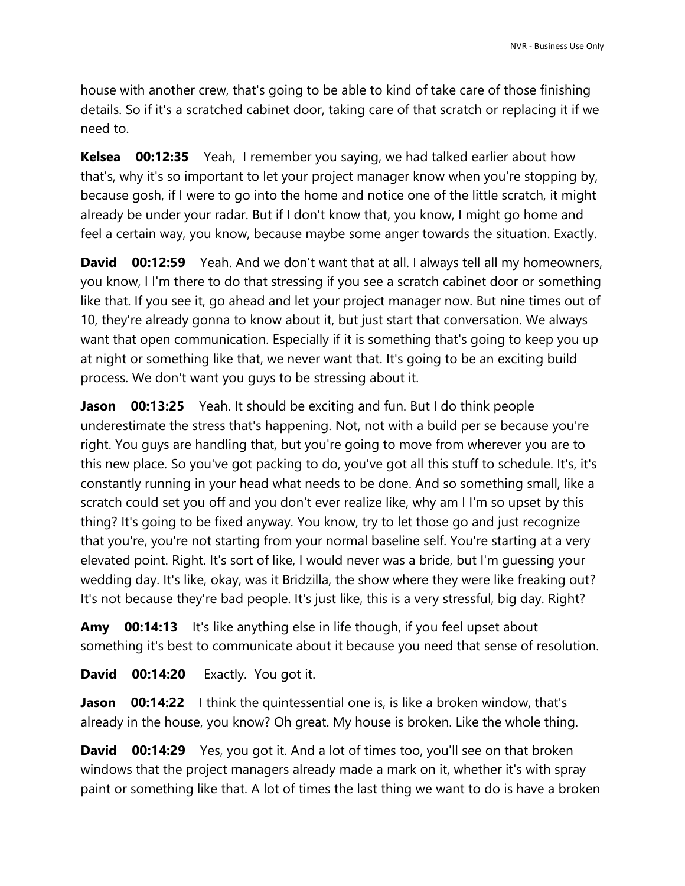house with another crew, that's going to be able to kind of take care of those finishing details. So if it's a scratched cabinet door, taking care of that scratch or replacing it if we need to.

**Kelsea 00:12:35** Yeah, I remember you saying, we had talked earlier about how that's, why it's so important to let your project manager know when you're stopping by, because gosh, if I were to go into the home and notice one of the little scratch, it might already be under your radar. But if I don't know that, you know, I might go home and feel a certain way, you know, because maybe some anger towards the situation. Exactly.

**David 00:12:59** Yeah. And we don't want that at all. I always tell all my homeowners, you know, I I'm there to do that stressing if you see a scratch cabinet door or something like that. If you see it, go ahead and let your project manager now. But nine times out of 10, they're already gonna to know about it, but just start that conversation. We always want that open communication. Especially if it is something that's going to keep you up at night or something like that, we never want that. It's going to be an exciting build process. We don't want you guys to be stressing about it.

**Jason 00:13:25** Yeah. It should be exciting and fun. But I do think people underestimate the stress that's happening. Not, not with a build per se because you're right. You guys are handling that, but you're going to move from wherever you are to this new place. So you've got packing to do, you've got all this stuff to schedule. It's, it's constantly running in your head what needs to be done. And so something small, like a scratch could set you off and you don't ever realize like, why am I I'm so upset by this thing? It's going to be fixed anyway. You know, try to let those go and just recognize that you're, you're not starting from your normal baseline self. You're starting at a very elevated point. Right. It's sort of like, I would never was a bride, but I'm guessing your wedding day. It's like, okay, was it Bridzilla, the show where they were like freaking out? It's not because they're bad people. It's just like, this is a very stressful, big day. Right?

**Amy 00:14:13** It's like anything else in life though, if you feel upset about something it's best to communicate about it because you need that sense of resolution.

**David 00:14:20** Exactly. You got it.

**Jason 00:14:22** I think the quintessential one is, is like a broken window, that's already in the house, you know? Oh great. My house is broken. Like the whole thing.

**David 00:14:29** Yes, you got it. And a lot of times too, you'll see on that broken windows that the project managers already made a mark on it, whether it's with spray paint or something like that. A lot of times the last thing we want to do is have a broken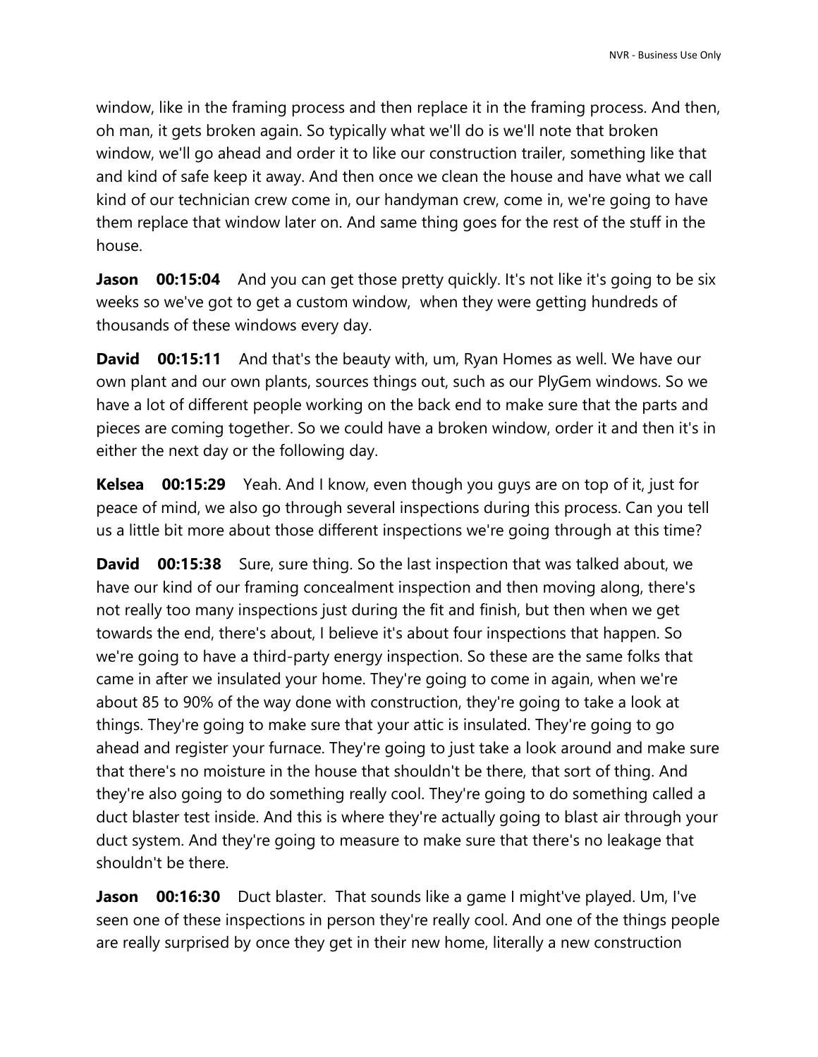window, like in the framing process and then replace it in the framing process. And then, oh man, it gets broken again. So typically what we'll do is we'll note that broken window, we'll go ahead and order it to like our construction trailer, something like that and kind of safe keep it away. And then once we clean the house and have what we call kind of our technician crew come in, our handyman crew, come in, we're going to have them replace that window later on. And same thing goes for the rest of the stuff in the house.

**Jason 00:15:04** And you can get those pretty quickly. It's not like it's going to be six weeks so we've got to get a custom window, when they were getting hundreds of thousands of these windows every day.

**David 00:15:11** And that's the beauty with, um, Ryan Homes as well. We have our own plant and our own plants, sources things out, such as our PlyGem windows. So we have a lot of different people working on the back end to make sure that the parts and pieces are coming together. So we could have a broken window, order it and then it's in either the next day or the following day.

**Kelsea 00:15:29** Yeah. And I know, even though you guys are on top of it, just for peace of mind, we also go through several inspections during this process. Can you tell us a little bit more about those different inspections we're going through at this time?

**David 00:15:38** Sure, sure thing. So the last inspection that was talked about, we have our kind of our framing concealment inspection and then moving along, there's not really too many inspections just during the fit and finish, but then when we get towards the end, there's about, I believe it's about four inspections that happen. So we're going to have a third-party energy inspection. So these are the same folks that came in after we insulated your home. They're going to come in again, when we're about 85 to 90% of the way done with construction, they're going to take a look at things. They're going to make sure that your attic is insulated. They're going to go ahead and register your furnace. They're going to just take a look around and make sure that there's no moisture in the house that shouldn't be there, that sort of thing. And they're also going to do something really cool. They're going to do something called a duct blaster test inside. And this is where they're actually going to blast air through your duct system. And they're going to measure to make sure that there's no leakage that shouldn't be there.

**Jason 00:16:30** Duct blaster. That sounds like a game I might've played. Um, I've seen one of these inspections in person they're really cool. And one of the things people are really surprised by once they get in their new home, literally a new construction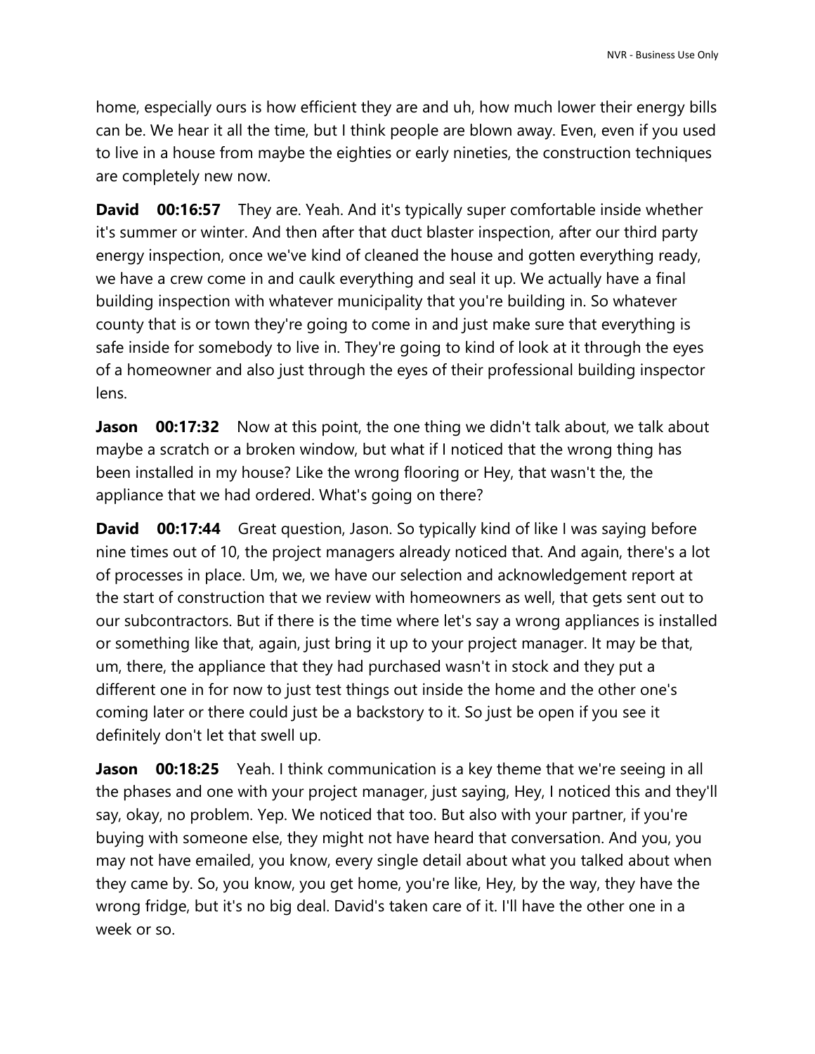home, especially ours is how efficient they are and uh, how much lower their energy bills can be. We hear it all the time, but I think people are blown away. Even, even if you used to live in a house from maybe the eighties or early nineties, the construction techniques are completely new now.

**David 00:16:57** They are. Yeah. And it's typically super comfortable inside whether it's summer or winter. And then after that duct blaster inspection, after our third party energy inspection, once we've kind of cleaned the house and gotten everything ready, we have a crew come in and caulk everything and seal it up. We actually have a final building inspection with whatever municipality that you're building in. So whatever county that is or town they're going to come in and just make sure that everything is safe inside for somebody to live in. They're going to kind of look at it through the eyes of a homeowner and also just through the eyes of their professional building inspector lens.

**Jason 00:17:32** Now at this point, the one thing we didn't talk about, we talk about maybe a scratch or a broken window, but what if I noticed that the wrong thing has been installed in my house? Like the wrong flooring or Hey, that wasn't the, the appliance that we had ordered. What's going on there?

**David 00:17:44** Great question, Jason. So typically kind of like I was saying before nine times out of 10, the project managers already noticed that. And again, there's a lot of processes in place. Um, we, we have our selection and acknowledgement report at the start of construction that we review with homeowners as well, that gets sent out to our subcontractors. But if there is the time where let's say a wrong appliances is installed or something like that, again, just bring it up to your project manager. It may be that, um, there, the appliance that they had purchased wasn't in stock and they put a different one in for now to just test things out inside the home and the other one's coming later or there could just be a backstory to it. So just be open if you see it definitely don't let that swell up.

**Jason 00:18:25** Yeah. I think communication is a key theme that we're seeing in all the phases and one with your project manager, just saying, Hey, I noticed this and they'll say, okay, no problem. Yep. We noticed that too. But also with your partner, if you're buying with someone else, they might not have heard that conversation. And you, you may not have emailed, you know, every single detail about what you talked about when they came by. So, you know, you get home, you're like, Hey, by the way, they have the wrong fridge, but it's no big deal. David's taken care of it. I'll have the other one in a week or so.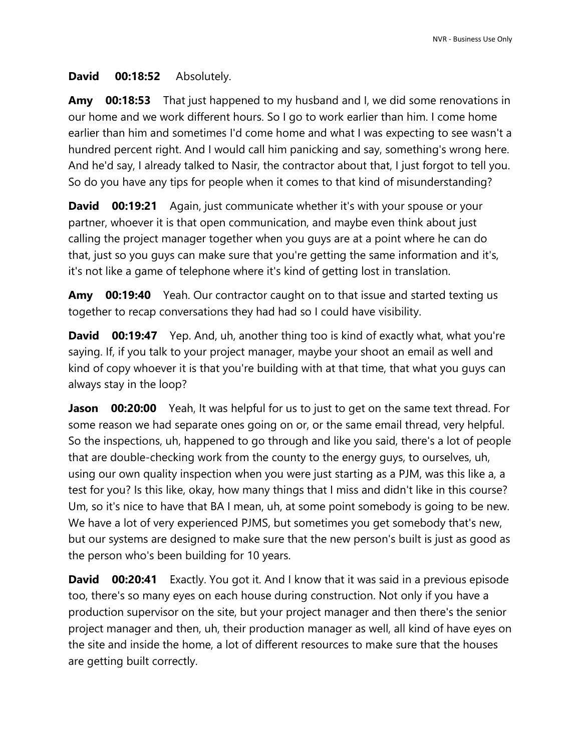**David 00:18:52** Absolutely.

**Amy 00:18:53** That just happened to my husband and I, we did some renovations in our home and we work different hours. So I go to work earlier than him. I come home earlier than him and sometimes I'd come home and what I was expecting to see wasn't a hundred percent right. And I would call him panicking and say, something's wrong here. And he'd say, I already talked to Nasir, the contractor about that, I just forgot to tell you. So do you have any tips for people when it comes to that kind of misunderstanding?

**David 00:19:21** Again, just communicate whether it's with your spouse or your partner, whoever it is that open communication, and maybe even think about just calling the project manager together when you guys are at a point where he can do that, just so you guys can make sure that you're getting the same information and it's, it's not like a game of telephone where it's kind of getting lost in translation.

**Amy 00:19:40** Yeah. Our contractor caught on to that issue and started texting us together to recap conversations they had had so I could have visibility.

**David 00:19:47** Yep. And, uh, another thing too is kind of exactly what, what you're saying. If, if you talk to your project manager, maybe your shoot an email as well and kind of copy whoever it is that you're building with at that time, that what you guys can always stay in the loop?

**Jason 00:20:00** Yeah, It was helpful for us to just to get on the same text thread. For some reason we had separate ones going on or, or the same email thread, very helpful. So the inspections, uh, happened to go through and like you said, there's a lot of people that are double-checking work from the county to the energy guys, to ourselves, uh, using our own quality inspection when you were just starting as a PJM, was this like a, a test for you? Is this like, okay, how many things that I miss and didn't like in this course? Um, so it's nice to have that BA I mean, uh, at some point somebody is going to be new. We have a lot of very experienced PJMS, but sometimes you get somebody that's new, but our systems are designed to make sure that the new person's built is just as good as the person who's been building for 10 years.

**David 00:20:41** Exactly. You got it. And I know that it was said in a previous episode too, there's so many eyes on each house during construction. Not only if you have a production supervisor on the site, but your project manager and then there's the senior project manager and then, uh, their production manager as well, all kind of have eyes on the site and inside the home, a lot of different resources to make sure that the houses are getting built correctly.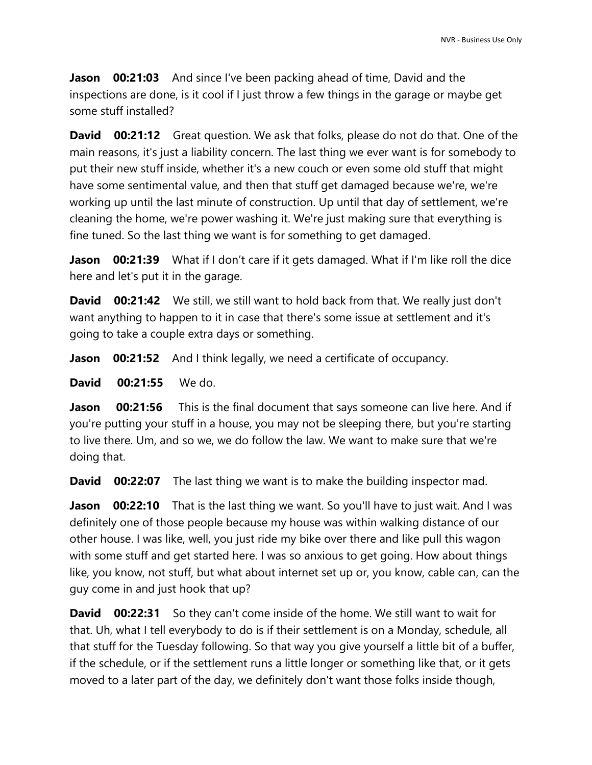**Jason 00:21:03** And since I've been packing ahead of time, David and the inspections are done, is it cool if I just throw a few things in the garage or maybe get some stuff installed?

**David 00:21:12** Great question. We ask that folks, please do not do that. One of the main reasons, it's just a liability concern. The last thing we ever want is for somebody to put their new stuff inside, whether it's a new couch or even some old stuff that might have some sentimental value, and then that stuff get damaged because we're, we're working up until the last minute of construction. Up until that day of settlement, we're cleaning the home, we're power washing it. We're just making sure that everything is fine tuned. So the last thing we want is for something to get damaged.

**Jason 00:21:39** What if I don't care if it gets damaged. What if I'm like roll the dice here and let's put it in the garage.

**David 00:21:42** We still, we still want to hold back from that. We really just don't want anything to happen to it in case that there's some issue at settlement and it's going to take a couple extra days or something.

**Jason 00:21:52** And I think legally, we need a certificate of occupancy.

**David 00:21:55** We do.

**Jason 00:21:56** This is the final document that says someone can live here. And if you're putting your stuff in a house, you may not be sleeping there, but you're starting to live there. Um, and so we, we do follow the law. We want to make sure that we're doing that.

**David 00:22:07** The last thing we want is to make the building inspector mad.

**Jason 00:22:10** That is the last thing we want. So you'll have to just wait. And I was definitely one of those people because my house was within walking distance of our other house. I was like, well, you just ride my bike over there and like pull this wagon with some stuff and get started here. I was so anxious to get going. How about things like, you know, not stuff, but what about internet set up or, you know, cable can, can the guy come in and just hook that up?

**David 00:22:31** So they can't come inside of the home. We still want to wait for that. Uh, what I tell everybody to do is if their settlement is on a Monday, schedule, all that stuff for the Tuesday following. So that way you give yourself a little bit of a buffer, if the schedule, or if the settlement runs a little longer or something like that, or it gets moved to a later part of the day, we definitely don't want those folks inside though,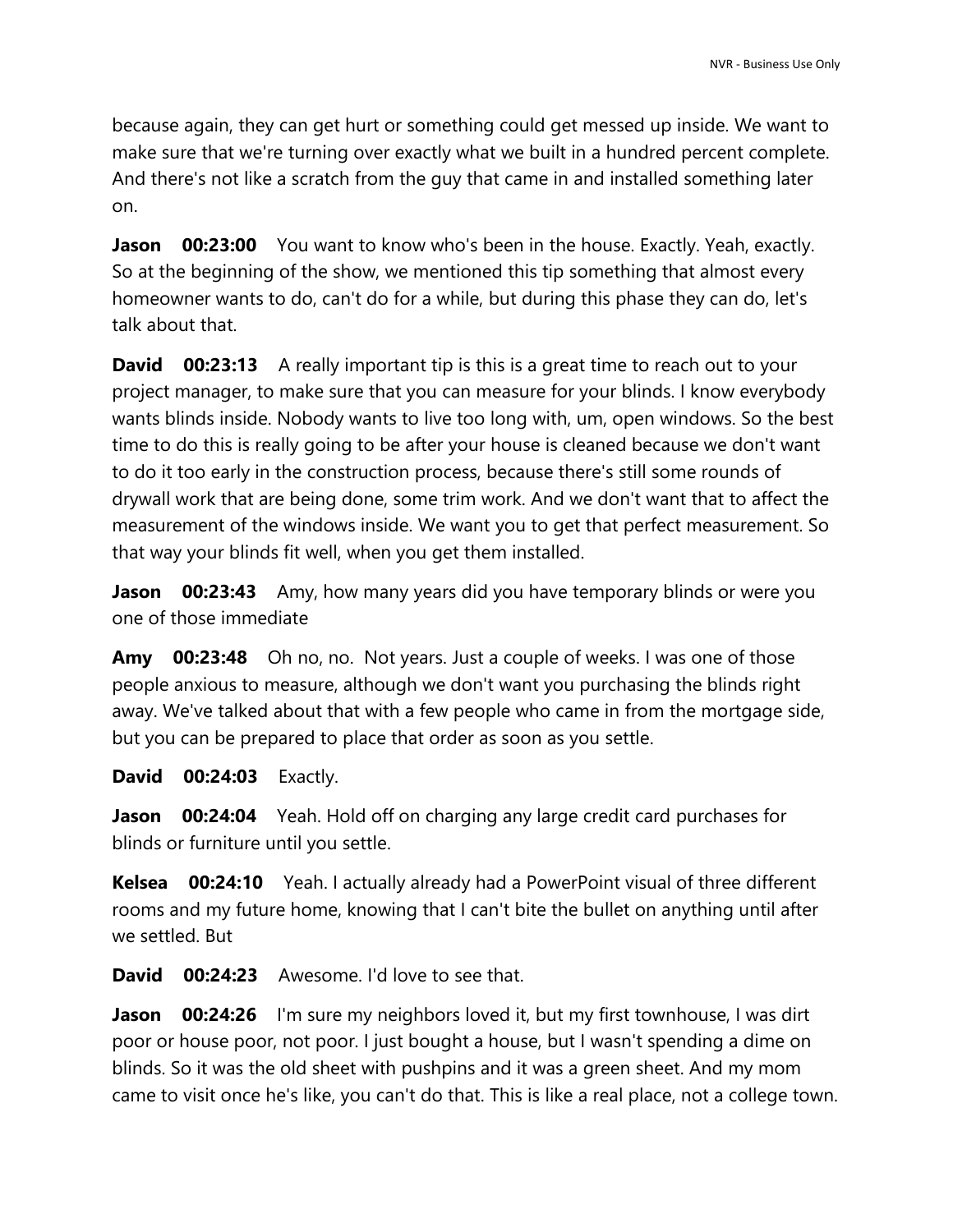because again, they can get hurt or something could get messed up inside. We want to make sure that we're turning over exactly what we built in a hundred percent complete. And there's not like a scratch from the guy that came in and installed something later on.

**Jason 00:23:00** You want to know who's been in the house. Exactly. Yeah, exactly. So at the beginning of the show, we mentioned this tip something that almost every homeowner wants to do, can't do for a while, but during this phase they can do, let's talk about that.

**David 00:23:13** A really important tip is this is a great time to reach out to your project manager, to make sure that you can measure for your blinds. I know everybody wants blinds inside. Nobody wants to live too long with, um, open windows. So the best time to do this is really going to be after your house is cleaned because we don't want to do it too early in the construction process, because there's still some rounds of drywall work that are being done, some trim work. And we don't want that to affect the measurement of the windows inside. We want you to get that perfect measurement. So that way your blinds fit well, when you get them installed.

**Jason 00:23:43** Amy, how many years did you have temporary blinds or were you one of those immediate

**Amy 00:23:48** Oh no, no. Not years. Just a couple of weeks. I was one of those people anxious to measure, although we don't want you purchasing the blinds right away. We've talked about that with a few people who came in from the mortgage side, but you can be prepared to place that order as soon as you settle.

**David 00:24:03** Exactly.

**Jason 00:24:04** Yeah. Hold off on charging any large credit card purchases for blinds or furniture until you settle.

**Kelsea 00:24:10** Yeah. I actually already had a PowerPoint visual of three different rooms and my future home, knowing that I can't bite the bullet on anything until after we settled. But

**David 00:24:23** Awesome. I'd love to see that.

**Jason 00:24:26** I'm sure my neighbors loved it, but my first townhouse, I was dirt poor or house poor, not poor. I just bought a house, but I wasn't spending a dime on blinds. So it was the old sheet with pushpins and it was a green sheet. And my mom came to visit once he's like, you can't do that. This is like a real place, not a college town.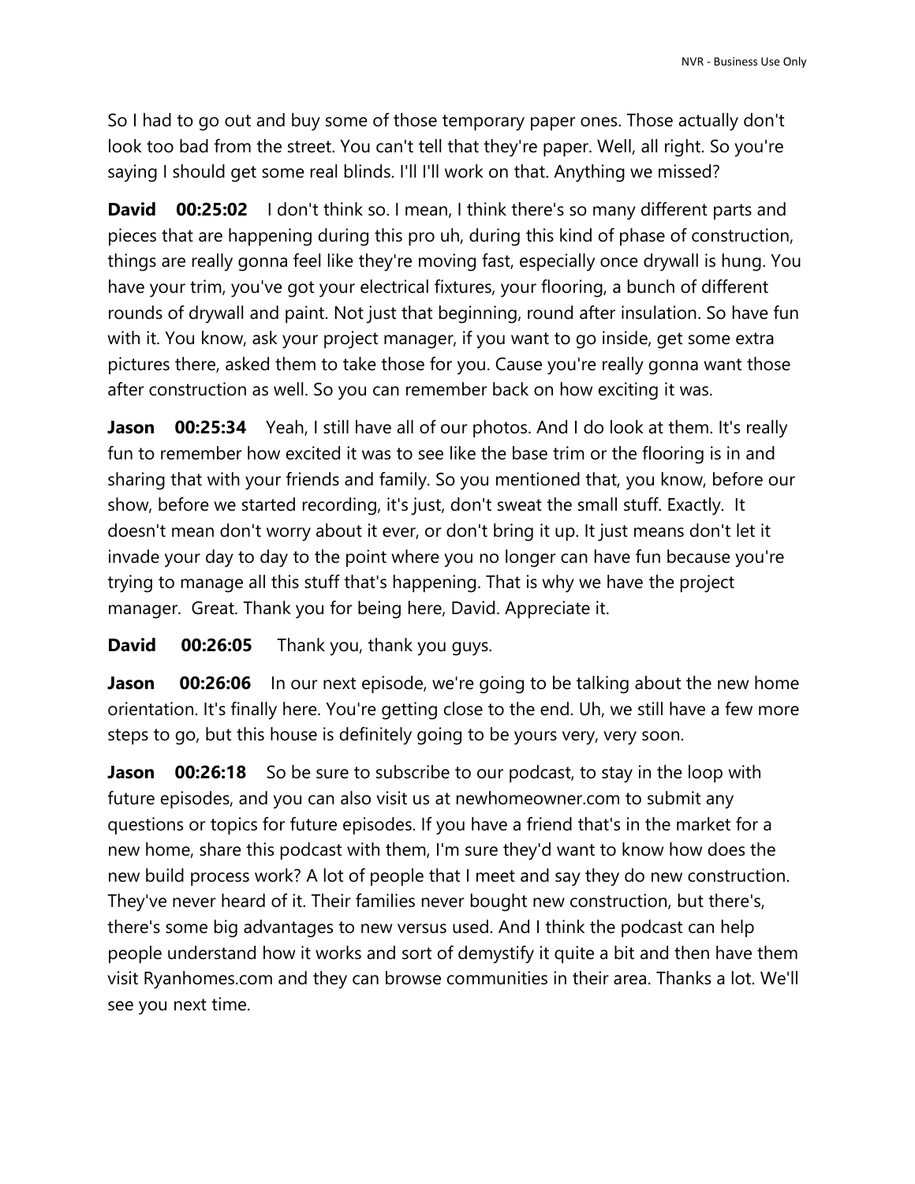So I had to go out and buy some of those temporary paper ones. Those actually don't look too bad from the street. You can't tell that they're paper. Well, all right. So you're saying I should get some real blinds. I'll I'll work on that. Anything we missed?

**David 00:25:02** I don't think so. I mean, I think there's so many different parts and pieces that are happening during this pro uh, during this kind of phase of construction, things are really gonna feel like they're moving fast, especially once drywall is hung. You have your trim, you've got your electrical fixtures, your flooring, a bunch of different rounds of drywall and paint. Not just that beginning, round after insulation. So have fun with it. You know, ask your project manager, if you want to go inside, get some extra pictures there, asked them to take those for you. Cause you're really gonna want those after construction as well. So you can remember back on how exciting it was.

**Jason 00:25:34** Yeah, I still have all of our photos. And I do look at them. It's really fun to remember how excited it was to see like the base trim or the flooring is in and sharing that with your friends and family. So you mentioned that, you know, before our show, before we started recording, it's just, don't sweat the small stuff. Exactly. It doesn't mean don't worry about it ever, or don't bring it up. It just means don't let it invade your day to day to the point where you no longer can have fun because you're trying to manage all this stuff that's happening. That is why we have the project manager. Great. Thank you for being here, David. Appreciate it.

**David 00:26:05** Thank you, thank you guys.

**Jason 00:26:06** In our next episode, we're going to be talking about the new home orientation. It's finally here. You're getting close to the end. Uh, we still have a few more steps to go, but this house is definitely going to be yours very, very soon.

**Jason 00:26:18** So be sure to subscribe to our podcast, to stay in the loop with future episodes, and you can also visit us at newhomeowner.com to submit any questions or topics for future episodes. If you have a friend that's in the market for a new home, share this podcast with them, I'm sure they'd want to know how does the new build process work? A lot of people that I meet and say they do new construction. They've never heard of it. Their families never bought new construction, but there's, there's some big advantages to new versus used. And I think the podcast can help people understand how it works and sort of demystify it quite a bit and then have them visit Ryanhomes.com and they can browse communities in their area. Thanks a lot. We'll see you next time.